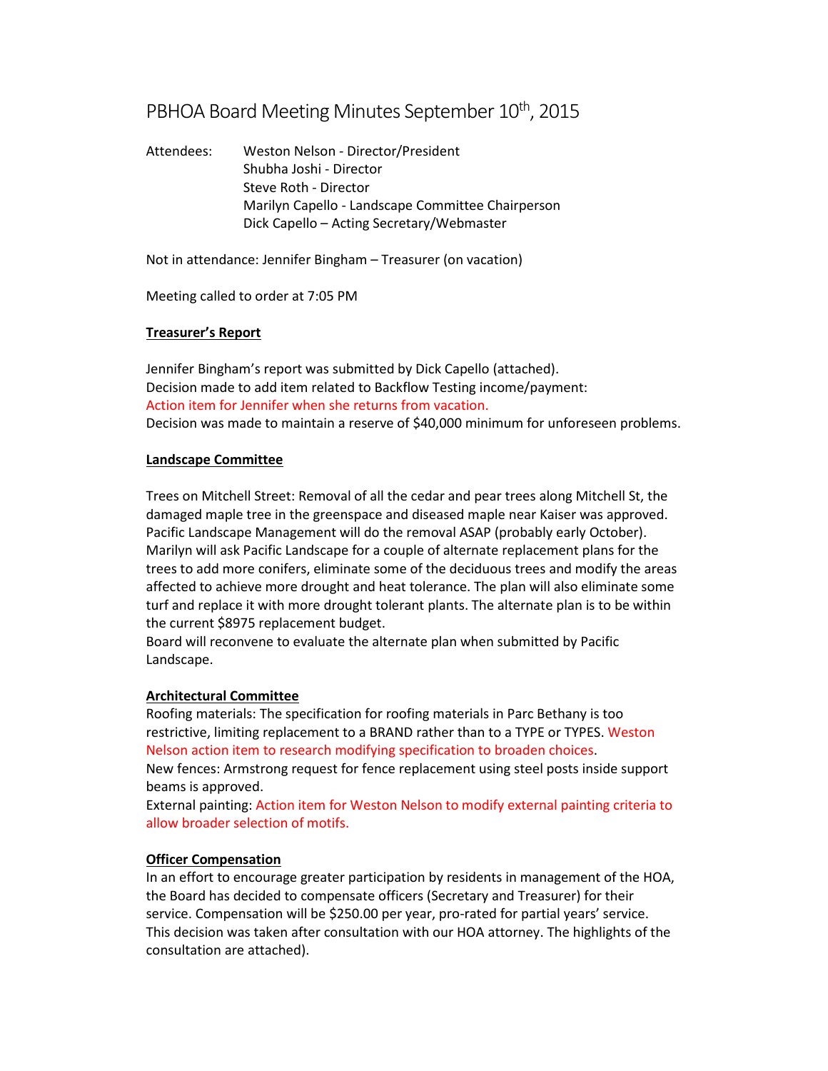# PBHOA Board Meeting Minutes September 10th, 2015

Attendees:
- Weston Nelson - Director/President
- Shubha Joshi - Director
- Steve Roth - Director
- Marilyn Capello - Landscape Committee Chairperson
- Dick Capello – Acting Secretary/Webmaster

Not in attendance: Jennifer Bingham – Treasurer (on vacation)

Meeting called to order at 7:05 PM

**Treasurer's Report**

Jennifer Bingham's report was submitted by Dick Capello (attached).
Decision made to add item related to Backflow Testing income/payment:
Action item for Jennifer when she returns from vacation.
Decision was made to maintain a reserve of $40,000 minimum for unforeseen problems.

**Landscape Committee**

Trees on Mitchell Street: Removal of all the cedar and pear trees along Mitchell St, the damaged maple tree in the greenspace and diseased maple near Kaiser was approved. Pacific Landscape Management will do the removal ASAP (probably early October). Marilyn will ask Pacific Landscape for a couple of alternate replacement plans for the trees to add more conifers, eliminate some of the deciduous trees and modify the areas affected to achieve more drought and heat tolerance. The plan will also eliminate some turf and replace it with more drought tolerant plants. The alternate plan is to be within the current $8975 replacement budget.
Board will reconvene to evaluate the alternate plan when submitted by Pacific Landscape.

**Architectural Committee**

Roofing materials: The specification for roofing materials in Parc Bethany is too restrictive, limiting replacement to a BRAND rather than to a TYPE or TYPES. Weston Nelson action item to research modifying specification to broaden choices.
New fences: Armstrong request for fence replacement using steel posts inside support beams is approved.
External painting: Action item for Weston Nelson to modify external painting criteria to allow broader selection of motifs.

**Officer Compensation**

In an effort to encourage greater participation by residents in management of the HOA, the Board has decided to compensate officers (Secretary and Treasurer) for their service. Compensation will be $250.00 per year, pro-rated for partial years' service. This decision was taken after consultation with our HOA attorney. The highlights of the consultation are attached).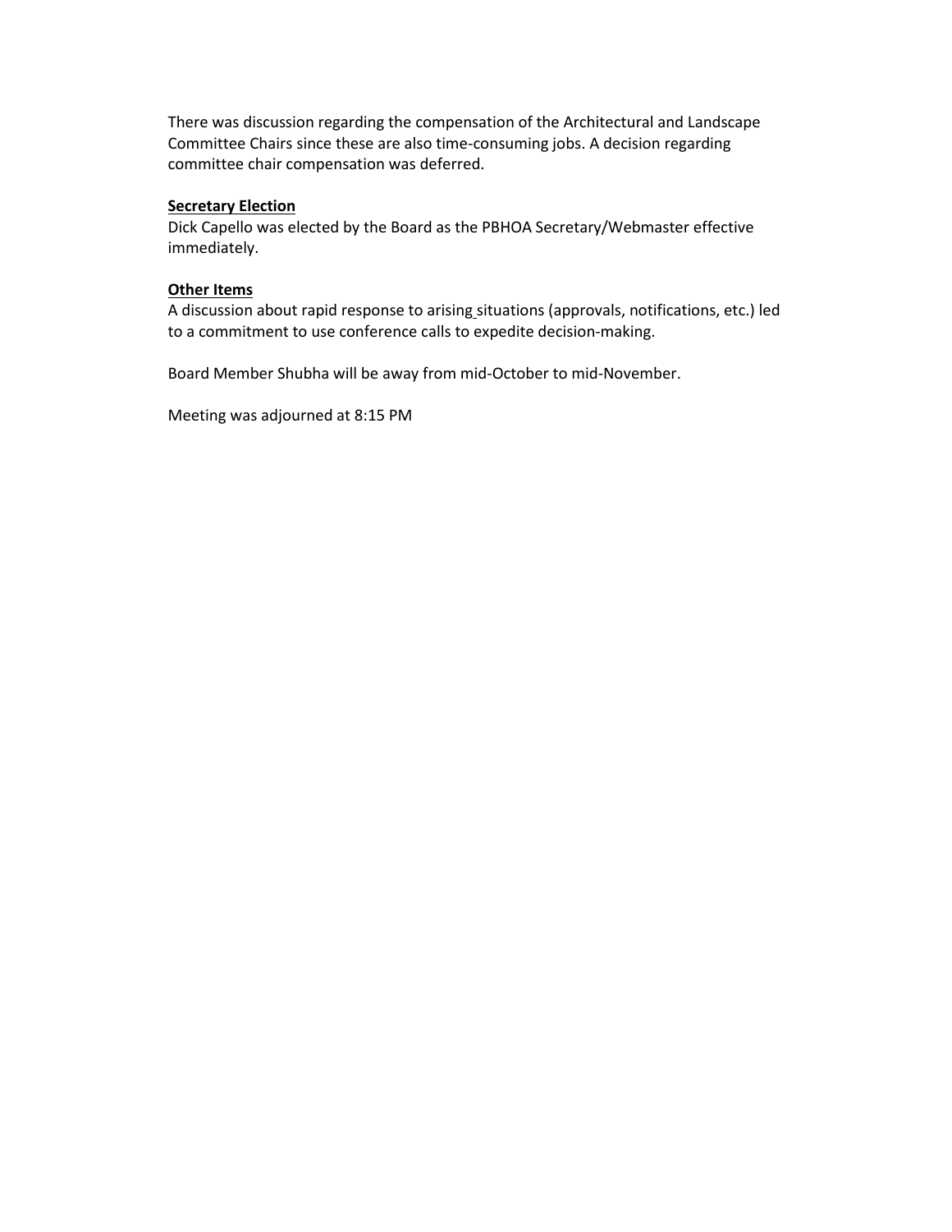There was discussion regarding the compensation of the Architectural and Landscape Committee Chairs since these are also time-consuming jobs. A decision regarding committee chair compensation was deferred.

**Secretary Election**

Dick Capello was elected by the Board as the PBHOA Secretary/Webmaster effective immediately.

**Other Items**

A discussion about rapid response to arising situations (approvals, notifications, etc.) led to a commitment to use conference calls to expedite decision-making.

Board Member Shubha will be away from mid-October to mid-November.

Meeting was adjourned at 8:15 PM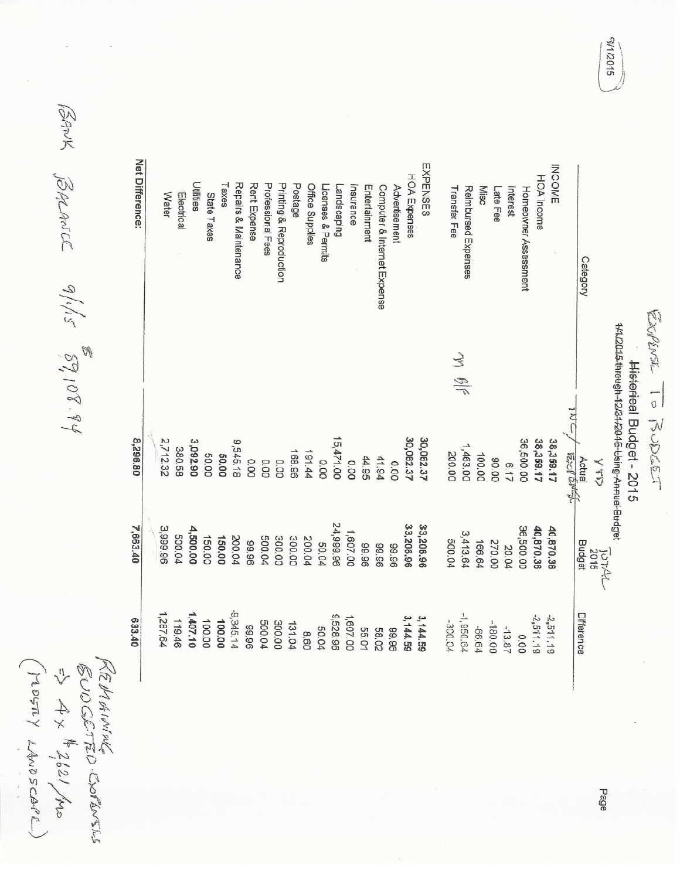EXPENSE TO BUDGET

# Historical Budget - 2015

~~1/1/2015 through 12/31/2015 Using Annual Budget~~

| Category | YTD Actual (INC/EXP BALANCE) | TOTAL 2015 Budget | Difference |
|---|---|---|---|
| **INCOME** | | | |
| **HOA Income** | **38,359.17** | **40,870.36** | **-2,511.19** |
| Homeowner Assessment | 36,500.00 | 36,500.00 | 0.00 |
| Interest | 6.17 | 20.04 | -13.87 |
| Late Fee | 90.00 | 270.00 | -180.00 |
| Misc | 100.00 | 166.64 | -66.64 |
| Reimbursed Expenses | 1,463.00 | 3,413.64 | -1,950.64 |
| Transfer Fee | 200.00 | 500.04 | -300.04 |
| **EXPENSES** | **30,062.37** | **33,206.96** | **3,144.59** |
| **HOA Expenses** | **30,062.37** | **33,206.96** | **3,144.59** |
| Advertisement | 0.00 | 99.96 | 99.96 |
| Computer & Internet Expense | 41.94 | 99.96 | 58.02 |
| Entertainment | 44.95 | 99.96 | 55.01 |
| Insurance | 0.00 | 1,607.00 | 1,607.00 |
| Landscaping | 15,471.00 | 24,999.96 | 9,528.96 |
| Licenses & Permits | 0.00 | 50.04 | 50.04 |
| Office Supplies | 191.44 | 200.04 | 8.60 |
| Postage | 168.96 | 300.00 | 131.04 |
| Printing & Reproduction | 0.00 | 300.00 | 300.00 |
| Professional Fees | 0.00 | 500.04 | 500.04 |
| Rent Expense | 0.00 | 99.96 | 99.96 |
| Repairs & Maintenance | 9,545.18 | 200.04 | -9,345.14 |
| **Taxes** | **50.00** | **150.00** | **100.00** |
| State Taxes | 50.00 | 150.00 | 100.00 |
| **Utilities** | **3,092.90** | **4,500.00** | **1,407.10** |
| Electrical | 380.58 | 500.04 | 119.46 |
| Water | 2,712.32 | 3,999.96 | 1,287.64 |
| **Net Difference:** | **8,296.80** | **7,663.40** | **633.40** |

TO 8/F

9/1/2015

BANK BALANCE 9/1/15 $ 59,108.94

REMAINING BUDGETED EXPENSES ⇒ 4 × $ 2,621/MO (MOSTLY LANDSCAPE)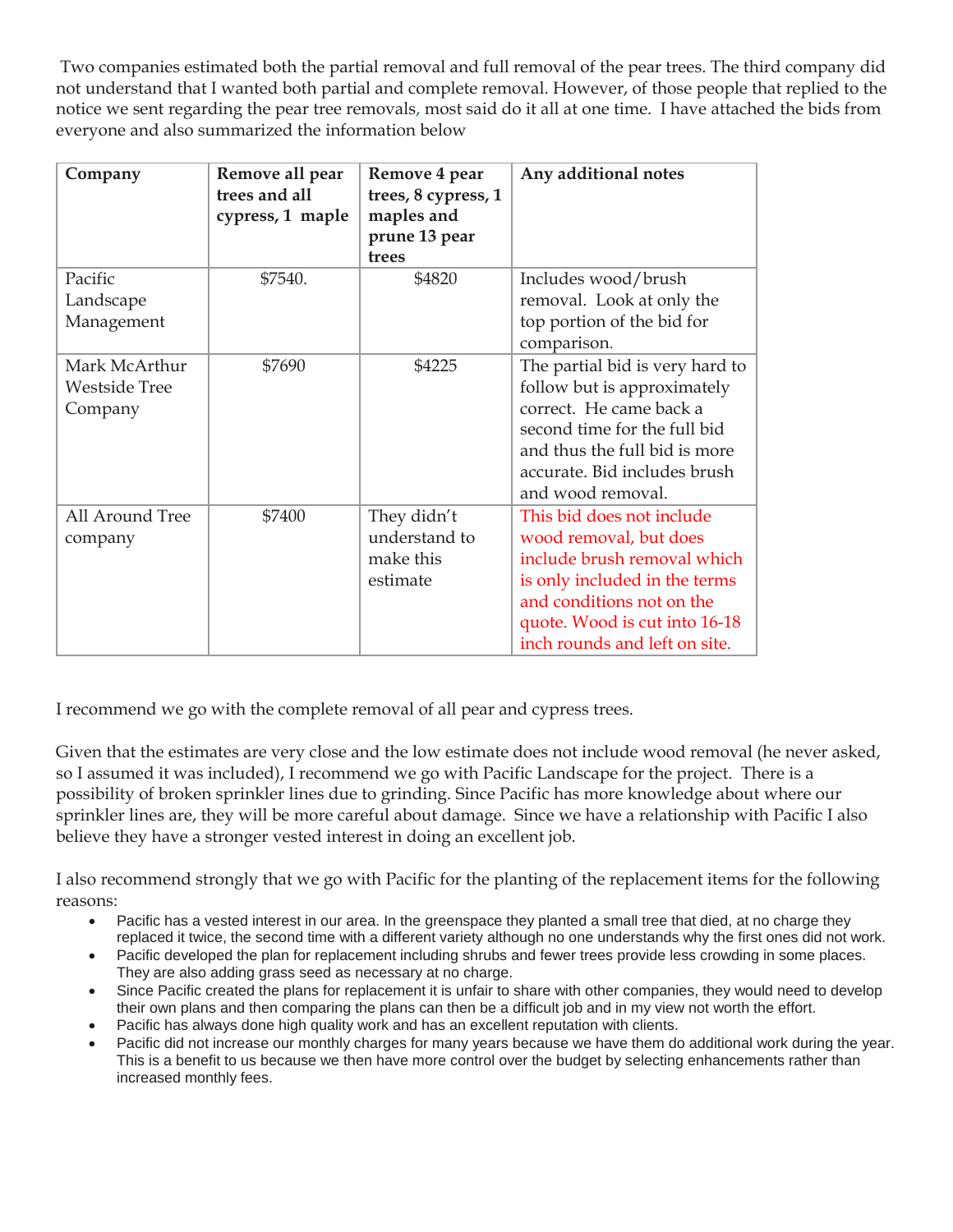Two companies estimated both the partial removal and full removal of the pear trees. The third company did not understand that I wanted both partial and complete removal. However, of those people that replied to the notice we sent regarding the pear tree removals, most said do it all at one time. I have attached the bids from everyone and also summarized the information below

| Company | Remove all pear trees and all cypress, 1 maple | Remove 4 pear trees, 8 cypress, 1 maples and prune 13 pear trees | Any additional notes |
|---|---|---|---|
| Pacific Landscape Management | $7540. | $4820 | Includes wood/brush removal. Look at only the top portion of the bid for comparison. |
| Mark McArthur Westside Tree Company | $7690 | $4225 | The partial bid is very hard to follow but is approximately correct. He came back a second time for the full bid and thus the full bid is more accurate. Bid includes brush and wood removal. |
| All Around Tree company | $7400 | They didn't understand to make this estimate | This bid does not include wood removal, but does include brush removal which is only included in the terms and conditions not on the quote. Wood is cut into 16-18 inch rounds and left on site. |

I recommend we go with the complete removal of all pear and cypress trees.

Given that the estimates are very close and the low estimate does not include wood removal (he never asked, so I assumed it was included), I recommend we go with Pacific Landscape for the project. There is a possibility of broken sprinkler lines due to grinding. Since Pacific has more knowledge about where our sprinkler lines are, they will be more careful about damage. Since we have a relationship with Pacific I also believe they have a stronger vested interest in doing an excellent job.

I also recommend strongly that we go with Pacific for the planting of the replacement items for the following reasons:

- Pacific has a vested interest in our area. In the greenspace they planted a small tree that died, at no charge they replaced it twice, the second time with a different variety although no one understands why the first ones did not work.
- Pacific developed the plan for replacement including shrubs and fewer trees provide less crowding in some places. They are also adding grass seed as necessary at no charge.
- Since Pacific created the plans for replacement it is unfair to share with other companies, they would need to develop their own plans and then comparing the plans can then be a difficult job and in my view not worth the effort.
- Pacific has always done high quality work and has an excellent reputation with clients.
- Pacific did not increase our monthly charges for many years because we have them do additional work during the year. This is a benefit to us because we then have more control over the budget by selecting enhancements rather than increased monthly fees.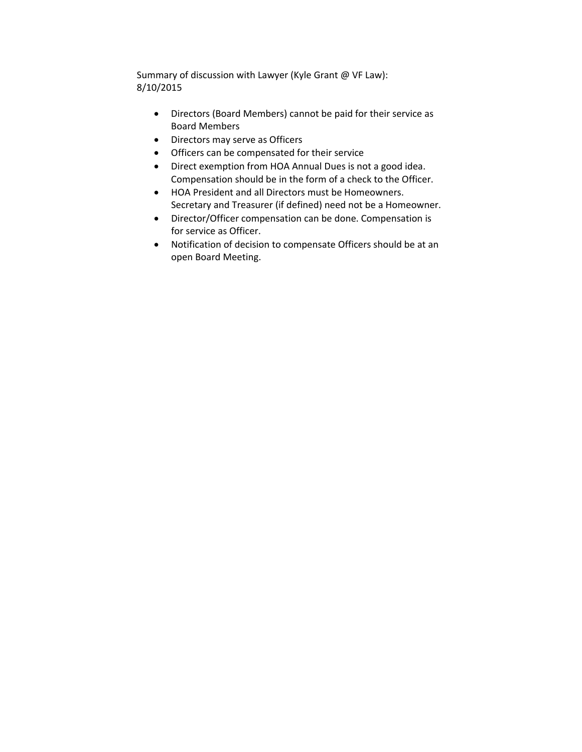Summary of discussion with Lawyer (Kyle Grant @ VF Law):
8/10/2015

- Directors (Board Members) cannot be paid for their service as Board Members
- Directors may serve as Officers
- Officers can be compensated for their service
- Direct exemption from HOA Annual Dues is not a good idea. Compensation should be in the form of a check to the Officer.
- HOA President and all Directors must be Homeowners. Secretary and Treasurer (if defined) need not be a Homeowner.
- Director/Officer compensation can be done. Compensation is for service as Officer.
- Notification of decision to compensate Officers should be at an open Board Meeting.